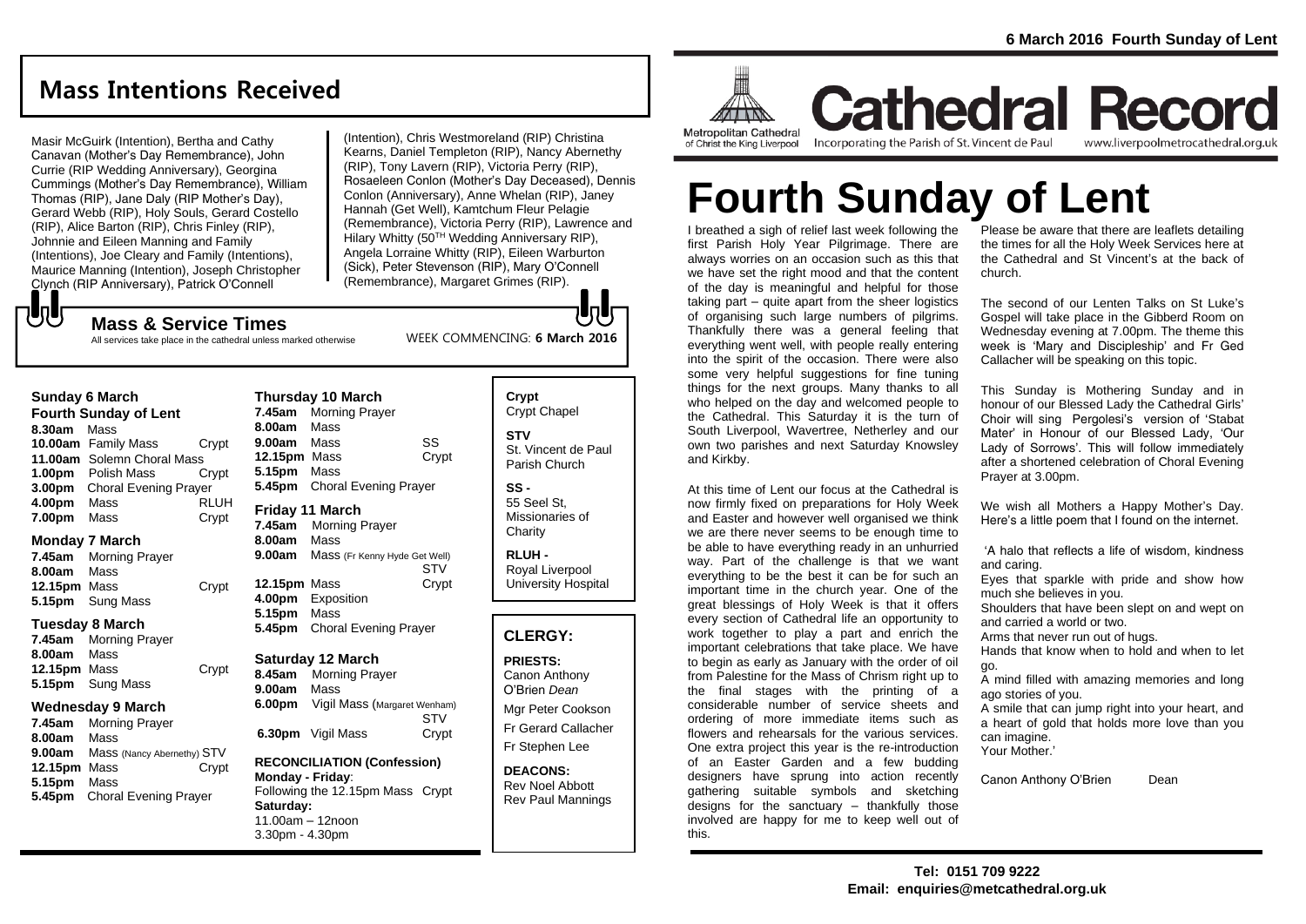# Cathedral Record

Metropolitan Cathedral of Christ the King Liverpool

Incorporating the Parish of St. Vincent de Paul

www.liverpoolmetrocathedral.org.uk

**6 March 2016 Fourth Sunday of Lent**

## Mass Intentions Received

Masir McGuirk (Intention), Bertha and Cathy Canavan (Mother's Day Remembrance), John Currie (RIP Wedding Anniversary), Georgina Cummings (Mother's Day Remembrance), William Thomas (RIP), Jane Daly (RIP Mother's Day), Gerard Webb (RIP), Holy Souls, Gerard Costello (RIP), Alice Barton (RIP), Chris Finley (RIP), Johnnie and Eileen Manning and Family (Intentions), Joe Cleary and Family (Intentions), Maurice Manning (Intention), Joseph Christopher Clynch (RIP Anniversary), Patrick O'Connell (Intention), Chris Westmoreland (RIP) Christina Kearns, Daniel Templeton (RIP), Nancy Abernethy (RIP), Tony Lavern (RIP), Victoria Perry (RIP), Rosaeleen Conlon (Mother's Day Deceased), Dennis Conlon (Anniversary), Anne Whelan (RIP), Janey Hannah (Get Well), Kamtchum Fleur Pelagie (Remembrance), Victoria Perry (RIP), Lawrence and Hilary Whitty (50TH Wedding Anniversary RIP), Angela Lorraine Whitty (RIP), Eileen Warburton (Sick), Peter Stevenson (RIP), Mary O'Connell (Remembrance), Margaret Grimes (RIP).

## Mass & Service Times

All services take place in the cathedral unless marked otherwise

WEEK COMMENCING: **6 March 2016**

### Sunday 6 March
**Fourth Sunday of Lent**

- **8.30am** Mass
- **10.00am** Family Mass — Crypt
- **11.00am** Solemn Choral Mass
- **1.00pm** Polish Mass — Crypt
- **3.00pm** Choral Evening Prayer
- **4.00pm** Mass — RLUH
- **7.00pm** Mass — Crypt

### Monday 7 March

- **7.45am** Morning Prayer
- **8.00am** Mass
- **12.15pm** Mass — Crypt
- **5.15pm** Sung Mass

### Tuesday 8 March

- **7.45am** Morning Prayer
- **8.00am** Mass
- **12.15pm** Mass — Crypt
- **5.15pm** Sung Mass

### Wednesday 9 March

- **7.45am** Morning Prayer
- **8.00am** Mass
- **9.00am** Mass (Nancy Abernethy) — STV
- **12.15pm** Mass — Crypt
- **5.15pm** Mass
- **5.45pm** Choral Evening Prayer

### Thursday 10 March

- **7.45am** Morning Prayer
- **8.00am** Mass
- **9.00am** Mass — SS
- **12.15pm** Mass — Crypt
- **5.15pm** Mass
- **5.45pm** Choral Evening Prayer

### Friday 11 March

- **7.45am** Morning Prayer
- **8.00am** Mass
- **9.00am** Mass (Fr Kenny Hyde Get Well) — STV
- **12.15pm** Mass — Crypt
- **4.00pm** Exposition
- **5.15pm** Mass
- **5.45pm** Choral Evening Prayer

### Saturday 12 March

- **8.45am** Morning Prayer
- **9.00am** Mass
- **6.00pm** Vigil Mass (Margaret Wenham) — STV
- **6.30pm** Vigil Mass — Crypt

**RECONCILIATION (Confession)**
**Monday - Friday**:
Following the 12.15pm Mass Crypt
**Saturday:**
11.00am – 12noon
3.30pm - 4.30pm

**Crypt**
Crypt Chapel

**STV**
St. Vincent de Paul Parish Church

**SS -**
55 Seel St, Missionaries of Charity

**RLUH -**
Royal Liverpool University Hospital

## CLERGY:

**PRIESTS:**
Canon Anthony O'Brien *Dean*
Mgr Peter Cookson
Fr Gerard Callacher
Fr Stephen Lee

**DEACONS:**
Rev Noel Abbott
Rev Paul Mannings

# Fourth Sunday of Lent

I breathed a sigh of relief last week following the first Parish Holy Year Pilgrimage. There are always worries on an occasion such as this that we have set the right mood and that the content of the day is meaningful and helpful for those taking part – quite apart from the sheer logistics of organising such large numbers of pilgrims. Thankfully there was a general feeling that everything went well, with people really entering into the spirit of the occasion. There were also some very helpful suggestions for fine tuning things for the next groups. Many thanks to all who helped on the day and welcomed people to the Cathedral. This Saturday it is the turn of South Liverpool, Wavertree, Netherley and our own two parishes and next Saturday Knowsley and Kirkby.

At this time of Lent our focus at the Cathedral is now firmly fixed on preparations for Holy Week and Easter and however well organised we think we are there never seems to be enough time to be able to have everything ready in an unhurried way. Part of the challenge is that we want everything to be the best it can be for such an important time in the church year. One of the great blessings of Holy Week is that it offers every section of Cathedral life an opportunity to work together to play a part and enrich the important celebrations that take place. We have to begin as early as January with the order of oil from Palestine for the Mass of Chrism right up to the final stages with the printing of a considerable number of service sheets and ordering of more immediate items such as flowers and rehearsals for the various services. One extra project this year is the re-introduction of an Easter Garden and a few budding designers have sprung into action recently gathering suitable symbols and sketching designs for the sanctuary – thankfully those involved are happy for me to keep well out of this.

Please be aware that there are leaflets detailing the times for all the Holy Week Services here at the Cathedral and St Vincent's at the back of church.

The second of our Lenten Talks on St Luke's Gospel will take place in the Gibberd Room on Wednesday evening at 7.00pm. The theme this week is 'Mary and Discipleship' and Fr Ged Callacher will be speaking on this topic.

This Sunday is Mothering Sunday and in honour of our Blessed Lady the Cathedral Girls' Choir will sing Pergolesi's version of 'Stabat Mater' in Honour of our Blessed Lady, 'Our Lady of Sorrows'. This will follow immediately after a shortened celebration of Choral Evening Prayer at 3.00pm.

We wish all Mothers a Happy Mother's Day. Here's a little poem that I found on the internet.

'A halo that reflects a life of wisdom, kindness and caring.
Eyes that sparkle with pride and show how much she believes in you.
Shoulders that have been slept on and wept on and carried a world or two.
Arms that never run out of hugs.
Hands that know when to hold and when to let go.
A mind filled with amazing memories and long ago stories of you.
A smile that can jump right into your heart, and a heart of gold that holds more love than you can imagine.
Your Mother.'

Canon Anthony O'Brien Dean

**Tel: 0151 709 9222**
**Email: enquiries@metcathedral.org.uk**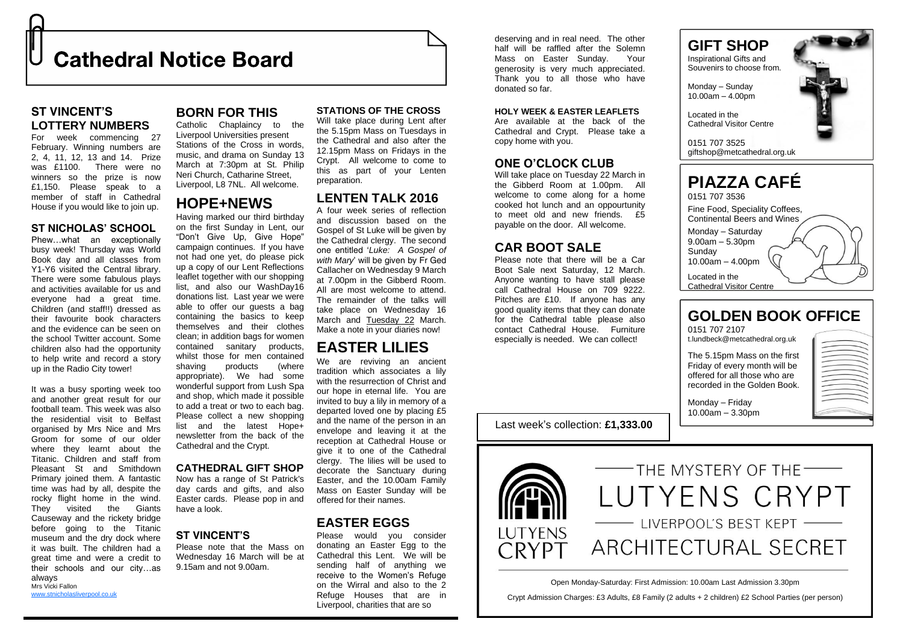# Cathedral Notice Board

## ST VINCENT'S LOTTERY NUMBERS

For week commencing 27 February. Winning numbers are 2, 4, 11, 12, 13 and 14. Prize was £1100. There were no winners so the prize is now £1,150. Please speak to a member of staff in Cathedral House if you would like to join up.

## ST NICHOLAS' SCHOOL

Phew…what an exceptionally busy week! Thursday was World Book day and all classes from Y1-Y6 visited the Central library. There were some fabulous plays and activities available for us and everyone had a great time. Children (and staff!!) dressed as their favourite book characters and the evidence can be seen on the school Twitter account. Some children also had the opportunity to help write and record a story up in the Radio City tower!

It was a busy sporting week too and another great result for our football team. This week was also the residential visit to Belfast organised by Mrs Nice and Mrs Groom for some of our older where they learnt about the Titanic. Children and staff from Pleasant St and Smithdown Primary joined them. A fantastic time was had by all, despite the rocky flight home in the wind. They visited the Giants Causeway and the rickety bridge before going to the Titanic museum and the dry dock where it was built. The children had a great time and were a credit to their schools and our city…as always

Mrs Vicki Fallon
www.stnicholasliverpool.co.uk

## BORN FOR THIS

Catholic Chaplaincy to the Liverpool Universities present Stations of the Cross in words, music, and drama on Sunday 13 March at 7:30pm at St. Philip Neri Church, Catharine Street, Liverpool, L8 7NL. All welcome.

## HOPE+NEWS

Having marked our third birthday on the first Sunday in Lent, our "Don't Give Up, Give Hope" campaign continues. If you have not had one yet, do please pick up a copy of our Lent Reflections leaflet together with our shopping list, and also our WashDay16 donations list. Last year we were able to offer our guests a bag containing the basics to keep themselves and their clothes clean; in addition bags for women contained sanitary products, whilst those for men contained shaving products (where appropriate). We had some wonderful support from Lush Spa and shop, which made it possible to add a treat or two to each bag. Please collect a new shopping list and the latest Hope+ newsletter from the back of the Cathedral and the Crypt.

### CATHEDRAL GIFT SHOP

Now has a range of St Patrick's day cards and gifts, and also Easter cards. Please pop in and have a look.

### ST VINCENT'S

Please note that the Mass on Wednesday 16 March will be at 9.15am and not 9.00am.

### STATIONS OF THE CROSS

Will take place during Lent after the 5.15pm Mass on Tuesdays in the Cathedral and also after the 12.15pm Mass on Fridays in the Crypt. All welcome to come to this as part of your Lenten preparation.

## LENTEN TALK 2016

A four week series of reflection and discussion based on the Gospel of St Luke will be given by the Cathedral clergy. The second one entitled '*Luke: A Gospel of with Mary*' will be given by Fr Ged Callacher on Wednesday 9 March at 7.00pm in the Gibberd Room. All are most welcome to attend. The remainder of the talks will take place on Wednesday 16 March and Tuesday 22 March. Make a note in your diaries now!

## EASTER LILIES

We are reviving an ancient tradition which associates a lily with the resurrection of Christ and our hope in eternal life. You are invited to buy a lily in memory of a departed loved one by placing £5 and the name of the person in an envelope and leaving it at the reception at Cathedral House or give it to one of the Cathedral clergy. The lilies will be used to decorate the Sanctuary during Easter, and the 10.00am Family Mass on Easter Sunday will be offered for their names.

## EASTER EGGS

Please would you consider donating an Easter Egg to the Cathedral this Lent. We will be sending half of anything we receive to the Women's Refuge on the Wirral and also to the 2 Refuge Houses that are in Liverpool, charities that are so deserving and in real need. The other half will be raffled after the Solemn Mass on Easter Sunday. Your generosity is very much appreciated. Thank you to all those who have donated so far.

### HOLY WEEK & EASTER LEAFLETS

Are available at the back of the Cathedral and Crypt. Please take a copy home with you.

## ONE O'CLOCK CLUB

Will take place on Tuesday 22 March in the Gibberd Room at 1.00pm. All welcome to come along for a home cooked hot lunch and an oppourtunity to meet old and new friends. £5 payable on the door. All welcome.

## CAR BOOT SALE

Please note that there will be a Car Boot Sale next Saturday, 12 March. Anyone wanting to have stall please call Cathedral House on 709 9222. Pitches are £10. If anyone has any good quality items that they can donate for the Cathedral table please also contact Cathedral House. Furniture especially is needed. We can collect!

Last week's collection: **£1,333.00**

## GIFT SHOP

Inspirational Gifts and Souvenirs to choose from.

Monday – Sunday
10.00am – 4.00pm

Located in the Cathedral Visitor Centre

0151 707 3525
giftshop@metcathedral.org.uk

## PIAZZA CAFÉ

0151 707 3536

Fine Food, Speciality Coffees, Continental Beers and Wines

Monday – Saturday
9.00am – 5.30pm
Sunday
10.00am – 4.00pm

Located in the Cathedral Visitor Centre

## GOLDEN BOOK OFFICE

0151 707 2107
t.lundbeck@metcathedral.org.uk

The 5.15pm Mass on the first Friday of every month will be offered for all those who are recorded in the Golden Book.

Monday – Friday
10.00am – 3.30pm

LUTYENS CRYPT

THE MYSTERY OF THE LUTYENS CRYPT — LIVERPOOL'S BEST KEPT ARCHITECTURAL SECRET

Open Monday-Saturday: First Admission: 10.00am Last Admission 3.30pm

Crypt Admission Charges: £3 Adults, £8 Family (2 adults + 2 children) £2 School Parties (per person)